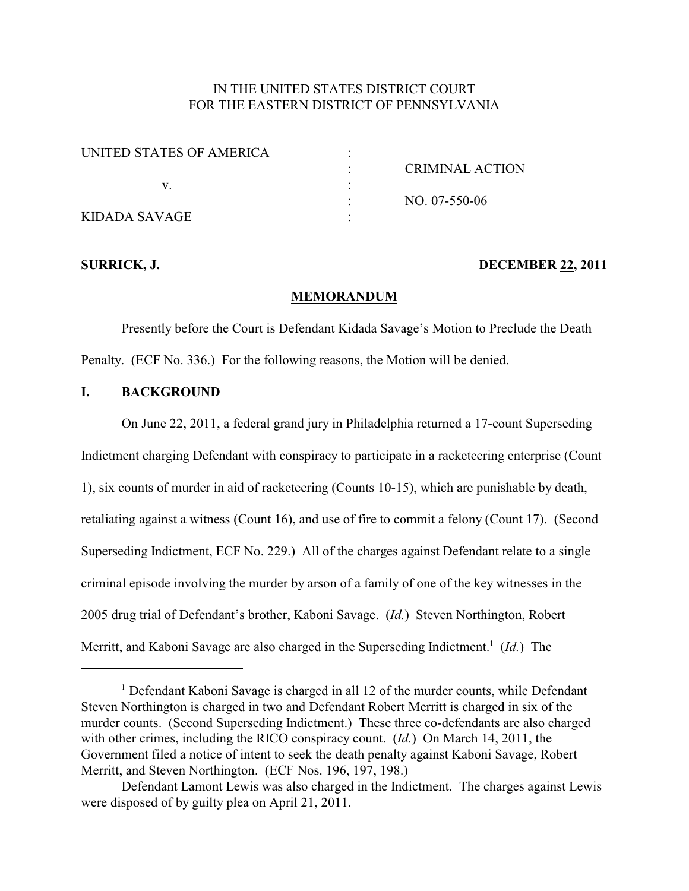IN THE UNITED STATES DISTRICT COURT
FOR THE EASTERN DISTRICT OF PENNSYLVANIA

| | | |
|---|---|---|
| UNITED STATES OF AMERICA | : | |
| | : | CRIMINAL ACTION |
| v. | : | |
| | : | NO. 07-550-06 |
| KIDADA SAVAGE | : | |

**SURRICK, J.** **DECEMBER 22, 2011**

**MEMORANDUM**

Presently before the Court is Defendant Kidada Savage's Motion to Preclude the Death Penalty. (ECF No. 336.) For the following reasons, the Motion will be denied.

## I. BACKGROUND

On June 22, 2011, a federal grand jury in Philadelphia returned a 17-count Superseding Indictment charging Defendant with conspiracy to participate in a racketeering enterprise (Count 1), six counts of murder in aid of racketeering (Counts 10-15), which are punishable by death, retaliating against a witness (Count 16), and use of fire to commit a felony (Count 17). (Second Superseding Indictment, ECF No. 229.) All of the charges against Defendant relate to a single criminal episode involving the murder by arson of a family of one of the key witnesses in the 2005 drug trial of Defendant's brother, Kaboni Savage. (*Id.*) Steven Northington, Robert Merritt, and Kaboni Savage are also charged in the Superseding Indictment.[1] (*Id.*) The

[1] Defendant Kaboni Savage is charged in all 12 of the murder counts, while Defendant Steven Northington is charged in two and Defendant Robert Merritt is charged in six of the murder counts. (Second Superseding Indictment.) These three co-defendants are also charged with other crimes, including the RICO conspiracy count. (*Id.*) On March 14, 2011, the Government filed a notice of intent to seek the death penalty against Kaboni Savage, Robert Merritt, and Steven Northington. (ECF Nos. 196, 197, 198.)

Defendant Lamont Lewis was also charged in the Indictment. The charges against Lewis were disposed of by guilty plea on April 21, 2011.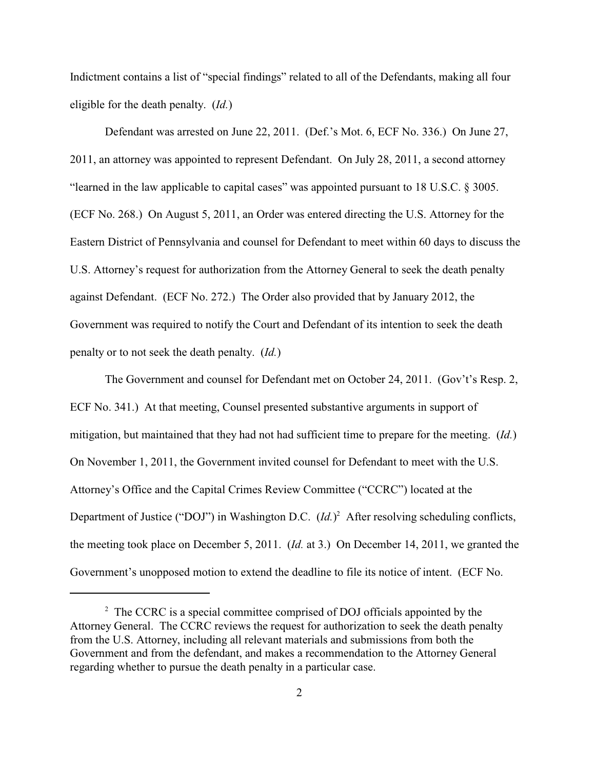Indictment contains a list of "special findings" related to all of the Defendants, making all four eligible for the death penalty. (*Id.*)

Defendant was arrested on June 22, 2011. (Def.'s Mot. 6, ECF No. 336.) On June 27, 2011, an attorney was appointed to represent Defendant. On July 28, 2011, a second attorney "learned in the law applicable to capital cases" was appointed pursuant to 18 U.S.C. § 3005. (ECF No. 268.) On August 5, 2011, an Order was entered directing the U.S. Attorney for the Eastern District of Pennsylvania and counsel for Defendant to meet within 60 days to discuss the U.S. Attorney's request for authorization from the Attorney General to seek the death penalty against Defendant. (ECF No. 272.) The Order also provided that by January 2012, the Government was required to notify the Court and Defendant of its intention to seek the death penalty or to not seek the death penalty. (*Id.*)

The Government and counsel for Defendant met on October 24, 2011. (Gov't's Resp. 2, ECF No. 341.) At that meeting, Counsel presented substantive arguments in support of mitigation, but maintained that they had not had sufficient time to prepare for the meeting. (*Id.*) On November 1, 2011, the Government invited counsel for Defendant to meet with the U.S. Attorney's Office and the Capital Crimes Review Committee ("CCRC") located at the Department of Justice ("DOJ") in Washington D.C. (*Id.*)[2] After resolving scheduling conflicts, the meeting took place on December 5, 2011. (*Id.* at 3.) On December 14, 2011, we granted the Government's unopposed motion to extend the deadline to file its notice of intent. (ECF No.

---

[2] The CCRC is a special committee comprised of DOJ officials appointed by the Attorney General. The CCRC reviews the request for authorization to seek the death penalty from the U.S. Attorney, including all relevant materials and submissions from both the Government and from the defendant, and makes a recommendation to the Attorney General regarding whether to pursue the death penalty in a particular case.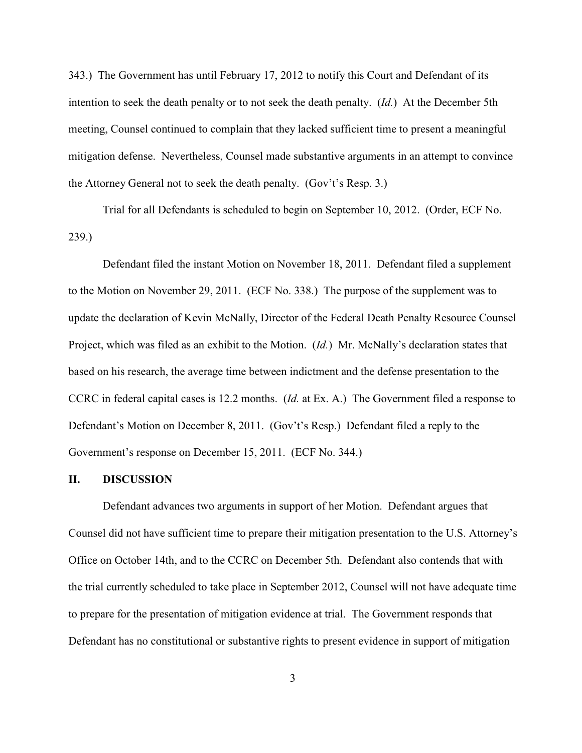343.) The Government has until February 17, 2012 to notify this Court and Defendant of its intention to seek the death penalty or to not seek the death penalty. (*Id.*) At the December 5th meeting, Counsel continued to complain that they lacked sufficient time to present a meaningful mitigation defense. Nevertheless, Counsel made substantive arguments in an attempt to convince the Attorney General not to seek the death penalty. (Gov't's Resp. 3.)

Trial for all Defendants is scheduled to begin on September 10, 2012. (Order, ECF No. 239.)

Defendant filed the instant Motion on November 18, 2011. Defendant filed a supplement to the Motion on November 29, 2011. (ECF No. 338.) The purpose of the supplement was to update the declaration of Kevin McNally, Director of the Federal Death Penalty Resource Counsel Project, which was filed as an exhibit to the Motion. (*Id.*) Mr. McNally's declaration states that based on his research, the average time between indictment and the defense presentation to the CCRC in federal capital cases is 12.2 months. (*Id.* at Ex. A.) The Government filed a response to Defendant's Motion on December 8, 2011. (Gov't's Resp.) Defendant filed a reply to the Government's response on December 15, 2011. (ECF No. 344.)

## II. DISCUSSION

Defendant advances two arguments in support of her Motion. Defendant argues that Counsel did not have sufficient time to prepare their mitigation presentation to the U.S. Attorney's Office on October 14th, and to the CCRC on December 5th. Defendant also contends that with the trial currently scheduled to take place in September 2012, Counsel will not have adequate time to prepare for the presentation of mitigation evidence at trial. The Government responds that Defendant has no constitutional or substantive rights to present evidence in support of mitigation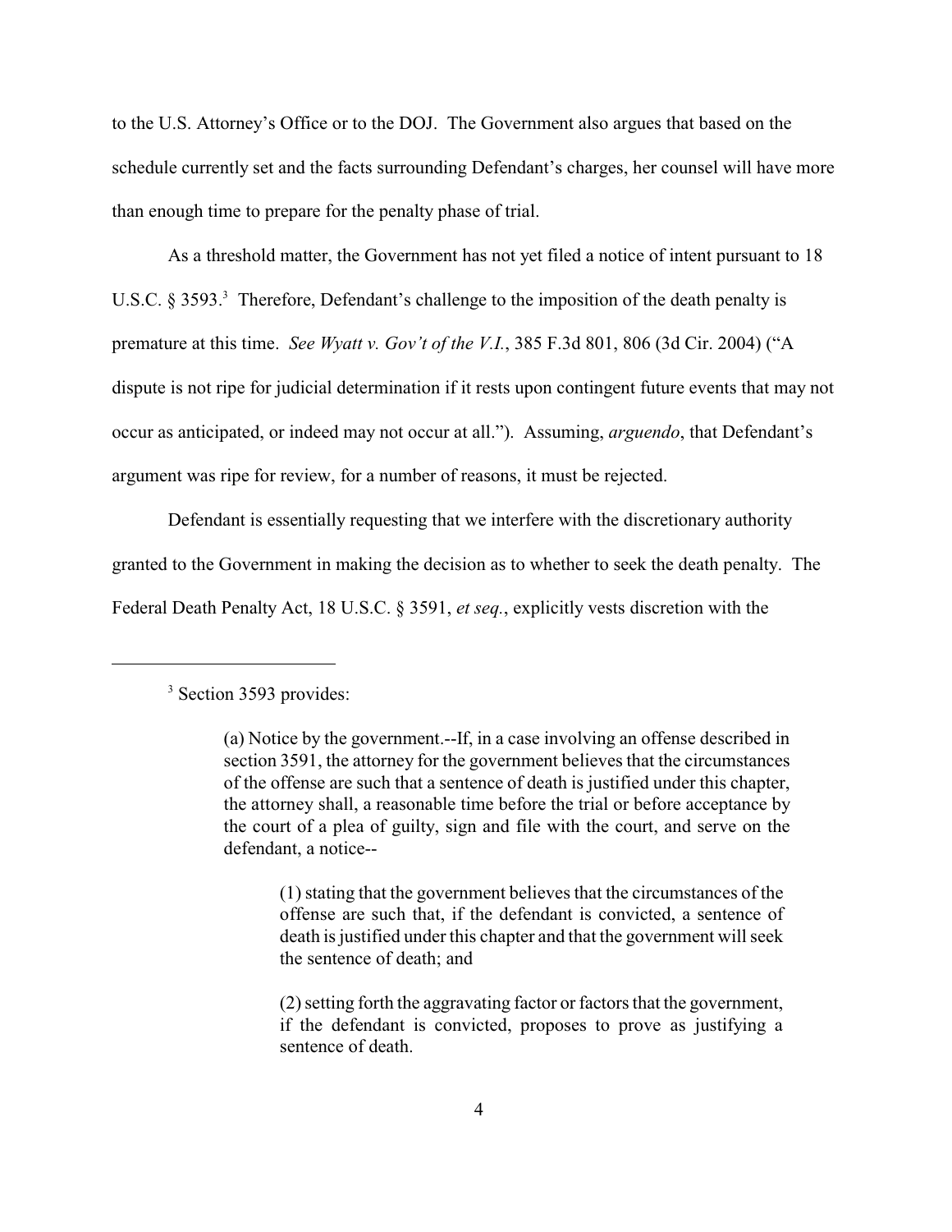to the U.S. Attorney's Office or to the DOJ. The Government also argues that based on the schedule currently set and the facts surrounding Defendant's charges, her counsel will have more than enough time to prepare for the penalty phase of trial.

As a threshold matter, the Government has not yet filed a notice of intent pursuant to 18 U.S.C. § 3593.[3] Therefore, Defendant's challenge to the imposition of the death penalty is premature at this time. *See Wyatt v. Gov't of the V.I.*, 385 F.3d 801, 806 (3d Cir. 2004) ("A dispute is not ripe for judicial determination if it rests upon contingent future events that may not occur as anticipated, or indeed may not occur at all."). Assuming, *arguendo*, that Defendant's argument was ripe for review, for a number of reasons, it must be rejected.

Defendant is essentially requesting that we interfere with the discretionary authority granted to the Government in making the decision as to whether to seek the death penalty. The Federal Death Penalty Act, 18 U.S.C. § 3591, *et seq.*, explicitly vests discretion with the

---

[3] Section 3593 provides:

> (a) Notice by the government.--If, in a case involving an offense described in section 3591, the attorney for the government believes that the circumstances of the offense are such that a sentence of death is justified under this chapter, the attorney shall, a reasonable time before the trial or before acceptance by the court of a plea of guilty, sign and file with the court, and serve on the defendant, a notice--
>
> > (1) stating that the government believes that the circumstances of the offense are such that, if the defendant is convicted, a sentence of death is justified under this chapter and that the government will seek the sentence of death; and
> >
> > (2) setting forth the aggravating factor or factors that the government, if the defendant is convicted, proposes to prove as justifying a sentence of death.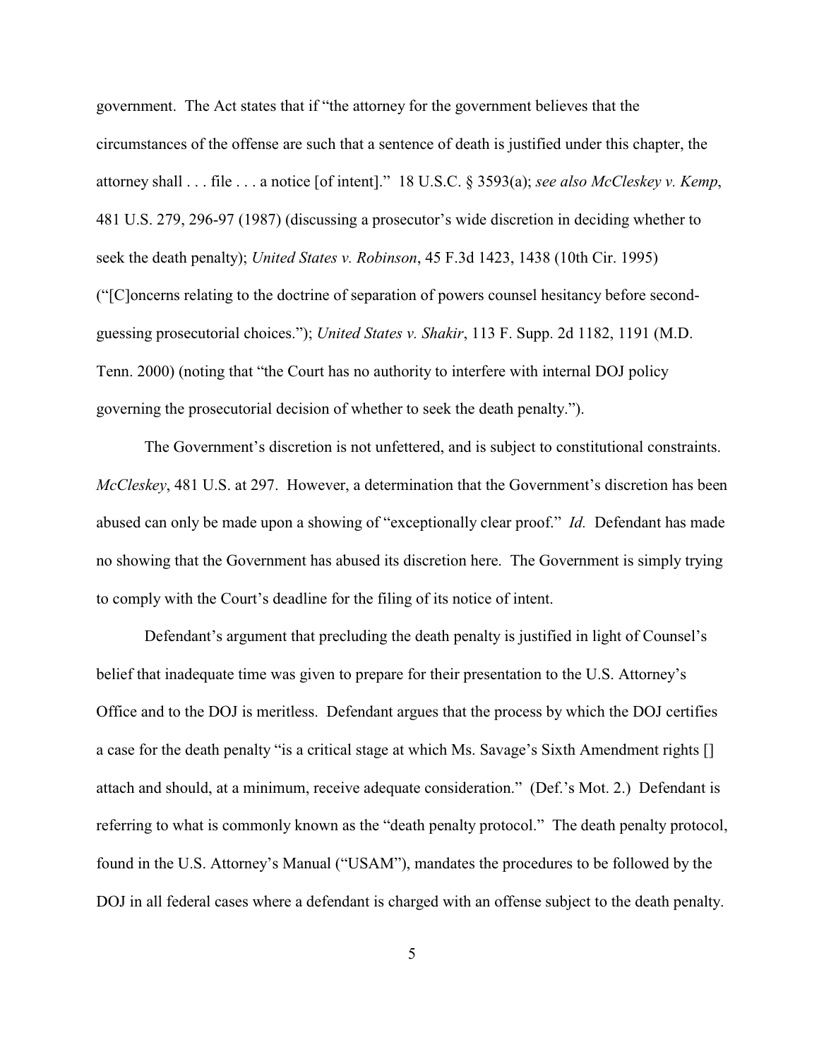government. The Act states that if "the attorney for the government believes that the circumstances of the offense are such that a sentence of death is justified under this chapter, the attorney shall . . . file . . . a notice [of intent]." 18 U.S.C. § 3593(a); *see also McCleskey v. Kemp*, 481 U.S. 279, 296-97 (1987) (discussing a prosecutor's wide discretion in deciding whether to seek the death penalty); *United States v. Robinson*, 45 F.3d 1423, 1438 (10th Cir. 1995) ("[C]oncerns relating to the doctrine of separation of powers counsel hesitancy before second-guessing prosecutorial choices."); *United States v. Shakir*, 113 F. Supp. 2d 1182, 1191 (M.D. Tenn. 2000) (noting that "the Court has no authority to interfere with internal DOJ policy governing the prosecutorial decision of whether to seek the death penalty.").

The Government's discretion is not unfettered, and is subject to constitutional constraints. *McCleskey*, 481 U.S. at 297. However, a determination that the Government's discretion has been abused can only be made upon a showing of "exceptionally clear proof." *Id.* Defendant has made no showing that the Government has abused its discretion here. The Government is simply trying to comply with the Court's deadline for the filing of its notice of intent.

Defendant's argument that precluding the death penalty is justified in light of Counsel's belief that inadequate time was given to prepare for their presentation to the U.S. Attorney's Office and to the DOJ is meritless. Defendant argues that the process by which the DOJ certifies a case for the death penalty "is a critical stage at which Ms. Savage's Sixth Amendment rights [] attach and should, at a minimum, receive adequate consideration." (Def.'s Mot. 2.) Defendant is referring to what is commonly known as the "death penalty protocol." The death penalty protocol, found in the U.S. Attorney's Manual ("USAM"), mandates the procedures to be followed by the DOJ in all federal cases where a defendant is charged with an offense subject to the death penalty.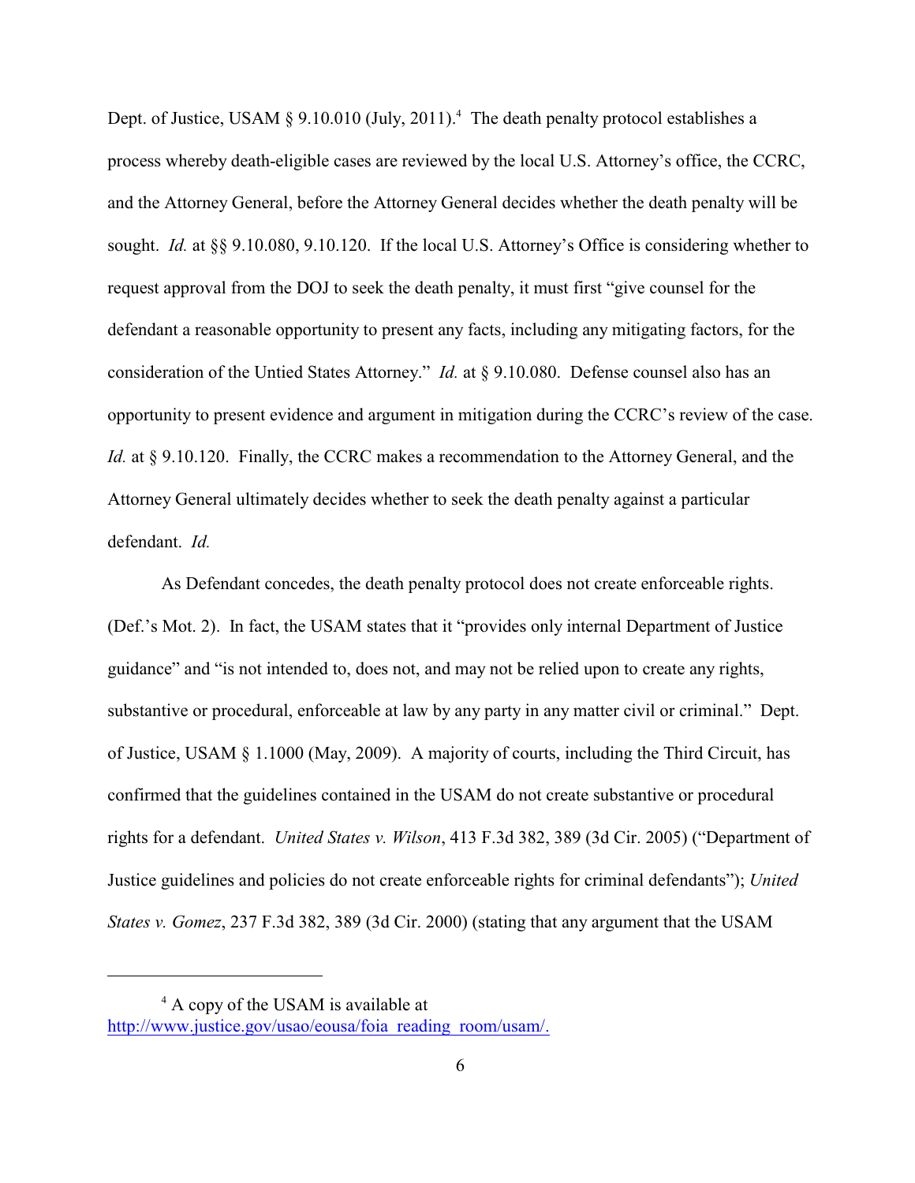Dept. of Justice, USAM § 9.10.010 (July, 2011).[4] The death penalty protocol establishes a process whereby death-eligible cases are reviewed by the local U.S. Attorney's office, the CCRC, and the Attorney General, before the Attorney General decides whether the death penalty will be sought. *Id.* at §§ 9.10.080, 9.10.120. If the local U.S. Attorney's Office is considering whether to request approval from the DOJ to seek the death penalty, it must first "give counsel for the defendant a reasonable opportunity to present any facts, including any mitigating factors, for the consideration of the Untied States Attorney." *Id.* at § 9.10.080. Defense counsel also has an opportunity to present evidence and argument in mitigation during the CCRC's review of the case. *Id.* at § 9.10.120. Finally, the CCRC makes a recommendation to the Attorney General, and the Attorney General ultimately decides whether to seek the death penalty against a particular defendant. *Id.*

As Defendant concedes, the death penalty protocol does not create enforceable rights. (Def.'s Mot. 2). In fact, the USAM states that it "provides only internal Department of Justice guidance" and "is not intended to, does not, and may not be relied upon to create any rights, substantive or procedural, enforceable at law by any party in any matter civil or criminal." Dept. of Justice, USAM § 1.1000 (May, 2009). A majority of courts, including the Third Circuit, has confirmed that the guidelines contained in the USAM do not create substantive or procedural rights for a defendant. *United States v. Wilson*, 413 F.3d 382, 389 (3d Cir. 2005) ("Department of Justice guidelines and policies do not create enforceable rights for criminal defendants"); *United States v. Gomez*, 237 F.3d 382, 389 (3d Cir. 2000) (stating that any argument that the USAM

---

[4] A copy of the USAM is available at http://www.justice.gov/usao/eousa/foia_reading_room/usam/.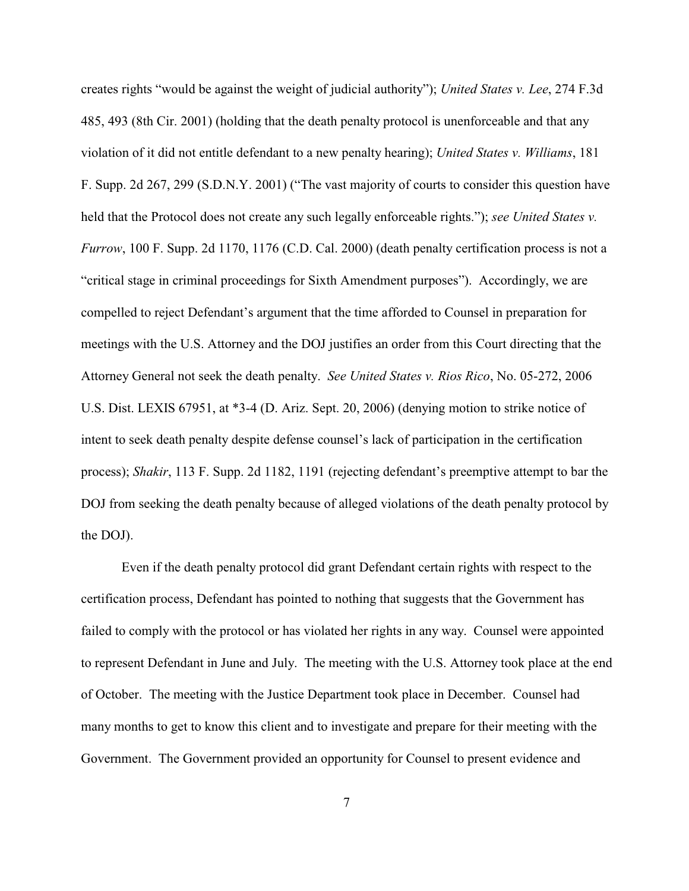creates rights "would be against the weight of judicial authority"); *United States v. Lee*, 274 F.3d 485, 493 (8th Cir. 2001) (holding that the death penalty protocol is unenforceable and that any violation of it did not entitle defendant to a new penalty hearing); *United States v. Williams*, 181 F. Supp. 2d 267, 299 (S.D.N.Y. 2001) ("The vast majority of courts to consider this question have held that the Protocol does not create any such legally enforceable rights."); *see United States v. Furrow*, 100 F. Supp. 2d 1170, 1176 (C.D. Cal. 2000) (death penalty certification process is not a "critical stage in criminal proceedings for Sixth Amendment purposes"). Accordingly, we are compelled to reject Defendant's argument that the time afforded to Counsel in preparation for meetings with the U.S. Attorney and the DOJ justifies an order from this Court directing that the Attorney General not seek the death penalty. *See United States v. Rios Rico*, No. 05-272, 2006 U.S. Dist. LEXIS 67951, at *3-4 (D. Ariz. Sept. 20, 2006) (denying motion to strike notice of intent to seek death penalty despite defense counsel's lack of participation in the certification process); *Shakir*, 113 F. Supp. 2d 1182, 1191 (rejecting defendant's preemptive attempt to bar the DOJ from seeking the death penalty because of alleged violations of the death penalty protocol by the DOJ).

Even if the death penalty protocol did grant Defendant certain rights with respect to the certification process, Defendant has pointed to nothing that suggests that the Government has failed to comply with the protocol or has violated her rights in any way. Counsel were appointed to represent Defendant in June and July. The meeting with the U.S. Attorney took place at the end of October. The meeting with the Justice Department took place in December. Counsel had many months to get to know this client and to investigate and prepare for their meeting with the Government. The Government provided an opportunity for Counsel to present evidence and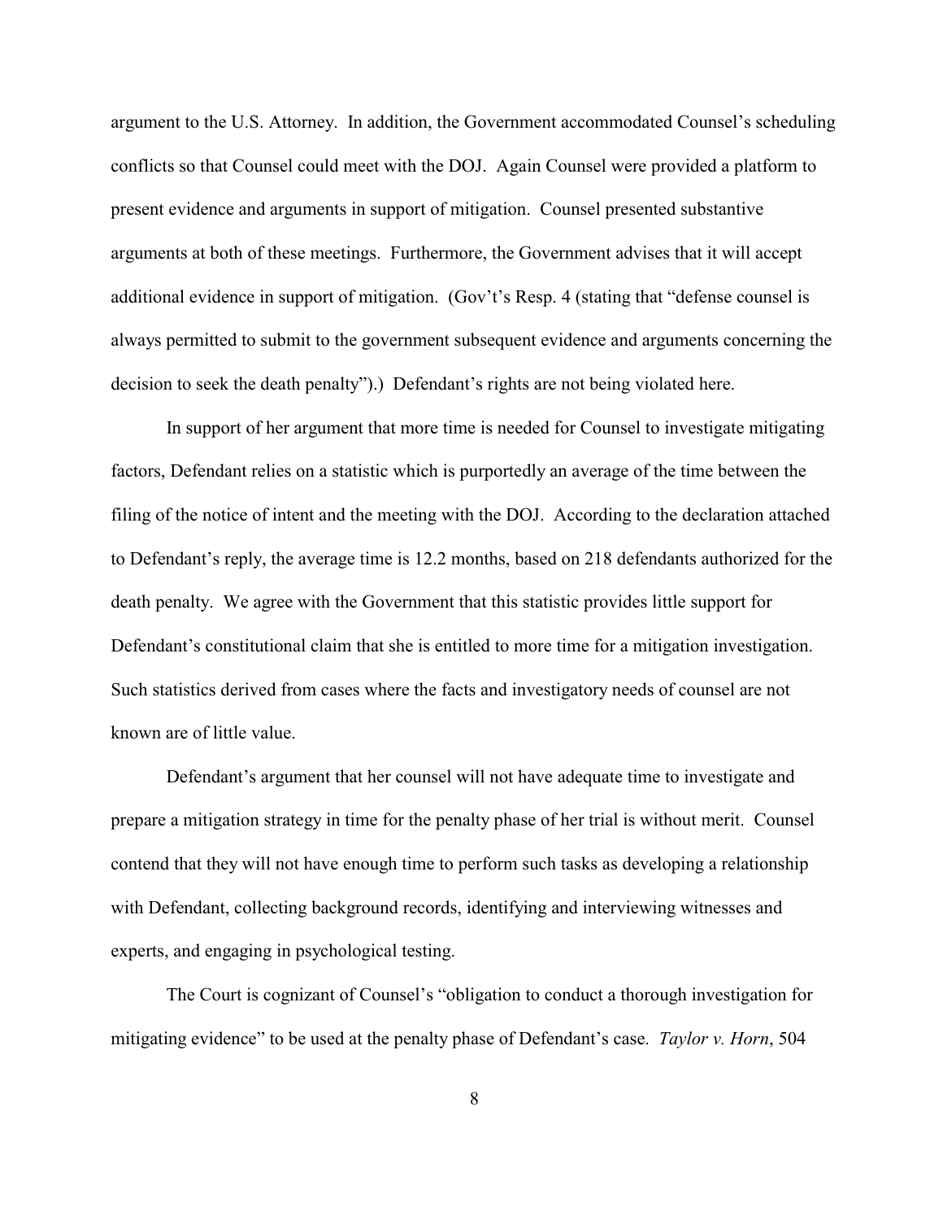argument to the U.S. Attorney. In addition, the Government accommodated Counsel's scheduling conflicts so that Counsel could meet with the DOJ. Again Counsel were provided a platform to present evidence and arguments in support of mitigation. Counsel presented substantive arguments at both of these meetings. Furthermore, the Government advises that it will accept additional evidence in support of mitigation. (Gov't's Resp. 4 (stating that "defense counsel is always permitted to submit to the government subsequent evidence and arguments concerning the decision to seek the death penalty").) Defendant's rights are not being violated here.

In support of her argument that more time is needed for Counsel to investigate mitigating factors, Defendant relies on a statistic which is purportedly an average of the time between the filing of the notice of intent and the meeting with the DOJ. According to the declaration attached to Defendant's reply, the average time is 12.2 months, based on 218 defendants authorized for the death penalty. We agree with the Government that this statistic provides little support for Defendant's constitutional claim that she is entitled to more time for a mitigation investigation. Such statistics derived from cases where the facts and investigatory needs of counsel are not known are of little value.

Defendant's argument that her counsel will not have adequate time to investigate and prepare a mitigation strategy in time for the penalty phase of her trial is without merit. Counsel contend that they will not have enough time to perform such tasks as developing a relationship with Defendant, collecting background records, identifying and interviewing witnesses and experts, and engaging in psychological testing.

The Court is cognizant of Counsel's "obligation to conduct a thorough investigation for mitigating evidence" to be used at the penalty phase of Defendant's case. *Taylor v. Horn*, 504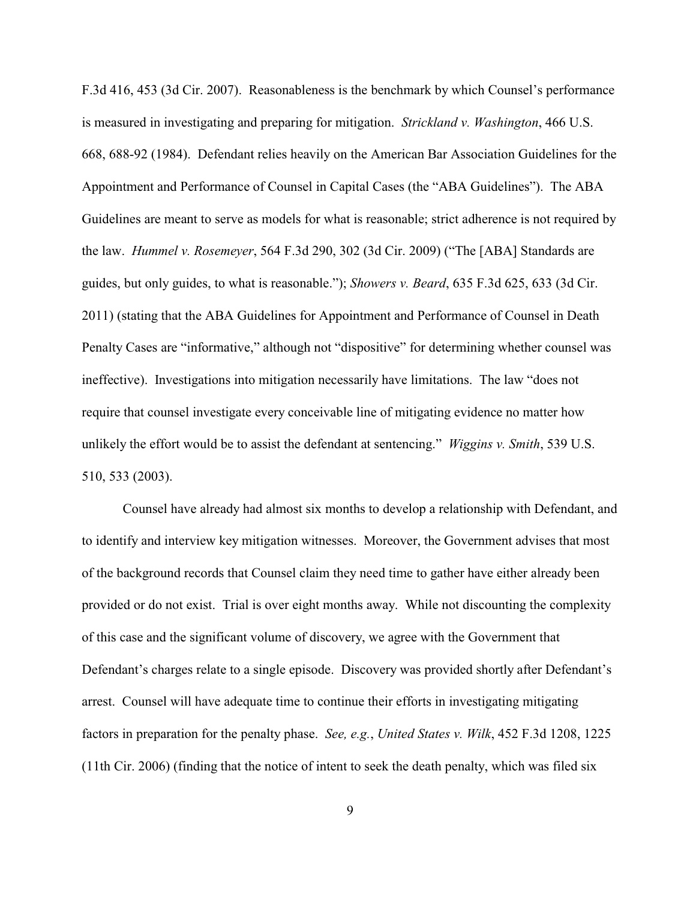F.3d 416, 453 (3d Cir. 2007). Reasonableness is the benchmark by which Counsel's performance is measured in investigating and preparing for mitigation. *Strickland v. Washington*, 466 U.S. 668, 688-92 (1984). Defendant relies heavily on the American Bar Association Guidelines for the Appointment and Performance of Counsel in Capital Cases (the "ABA Guidelines"). The ABA Guidelines are meant to serve as models for what is reasonable; strict adherence is not required by the law. *Hummel v. Rosemeyer*, 564 F.3d 290, 302 (3d Cir. 2009) ("The [ABA] Standards are guides, but only guides, to what is reasonable."); *Showers v. Beard*, 635 F.3d 625, 633 (3d Cir. 2011) (stating that the ABA Guidelines for Appointment and Performance of Counsel in Death Penalty Cases are "informative," although not "dispositive" for determining whether counsel was ineffective). Investigations into mitigation necessarily have limitations. The law "does not require that counsel investigate every conceivable line of mitigating evidence no matter how unlikely the effort would be to assist the defendant at sentencing." *Wiggins v. Smith*, 539 U.S. 510, 533 (2003).

Counsel have already had almost six months to develop a relationship with Defendant, and to identify and interview key mitigation witnesses. Moreover, the Government advises that most of the background records that Counsel claim they need time to gather have either already been provided or do not exist. Trial is over eight months away. While not discounting the complexity of this case and the significant volume of discovery, we agree with the Government that Defendant's charges relate to a single episode. Discovery was provided shortly after Defendant's arrest. Counsel will have adequate time to continue their efforts in investigating mitigating factors in preparation for the penalty phase. *See, e.g.*, *United States v. Wilk*, 452 F.3d 1208, 1225 (11th Cir. 2006) (finding that the notice of intent to seek the death penalty, which was filed six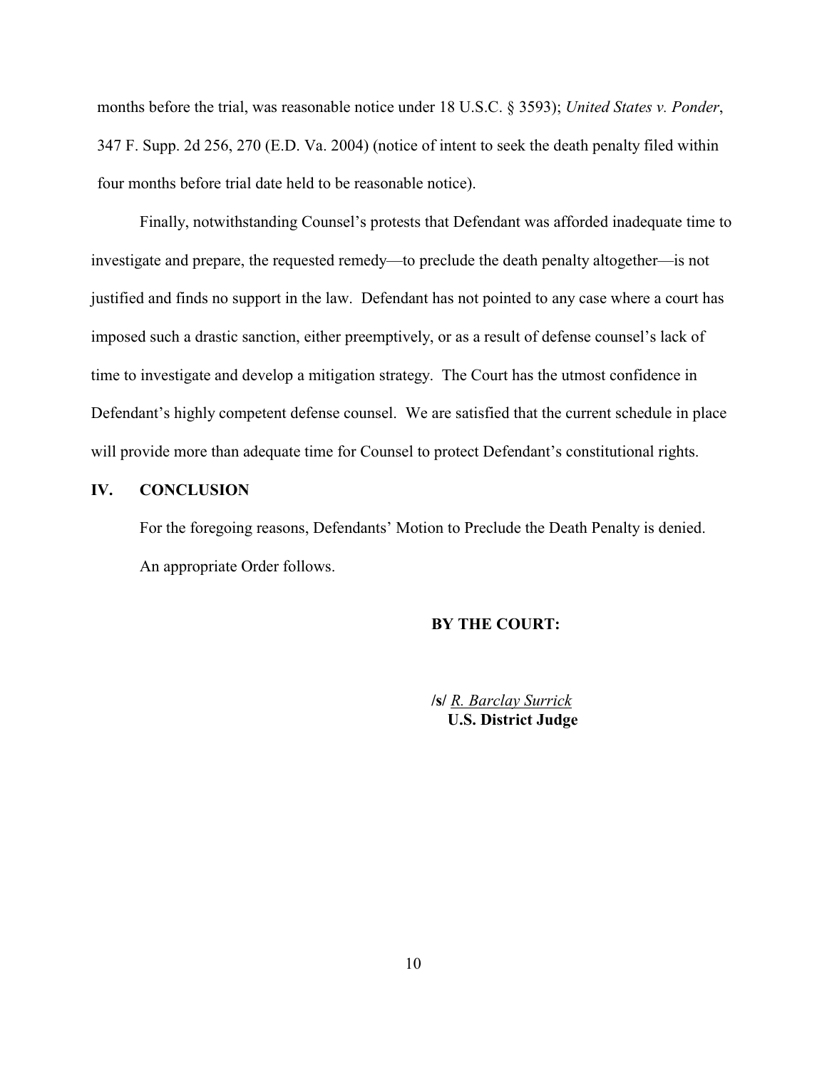months before the trial, was reasonable notice under 18 U.S.C. § 3593); *United States v. Ponder*, 347 F. Supp. 2d 256, 270 (E.D. Va. 2004) (notice of intent to seek the death penalty filed within four months before trial date held to be reasonable notice).

Finally, notwithstanding Counsel's protests that Defendant was afforded inadequate time to investigate and prepare, the requested remedy—to preclude the death penalty altogether—is not justified and finds no support in the law. Defendant has not pointed to any case where a court has imposed such a drastic sanction, either preemptively, or as a result of defense counsel's lack of time to investigate and develop a mitigation strategy. The Court has the utmost confidence in Defendant's highly competent defense counsel. We are satisfied that the current schedule in place will provide more than adequate time for Counsel to protect Defendant's constitutional rights.

## IV. CONCLUSION

For the foregoing reasons, Defendants' Motion to Preclude the Death Penalty is denied. An appropriate Order follows.

**BY THE COURT:**

**/s/** *R. Barclay Surrick*
**U.S. District Judge**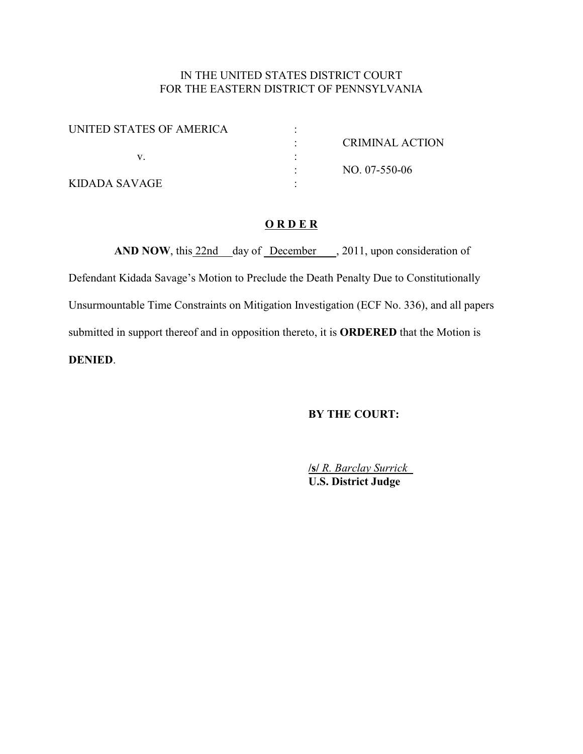IN THE UNITED STATES DISTRICT COURT
FOR THE EASTERN DISTRICT OF PENNSYLVANIA

| | | |
|---|---|---|
| UNITED STATES OF AMERICA | : | |
| | : | CRIMINAL ACTION |
| v. | : | |
| | : | NO. 07-550-06 |
| KIDADA SAVAGE | : | |

**O R D E R**

**AND NOW**, this 22nd day of December, 2011, upon consideration of Defendant Kidada Savage's Motion to Preclude the Death Penalty Due to Constitutionally Unsurmountable Time Constraints on Mitigation Investigation (ECF No. 336), and all papers submitted in support thereof and in opposition thereto, it is **ORDERED** that the Motion is **DENIED**.

**BY THE COURT:**

**/s/** *R. Barclay Surrick*
**U.S. District Judge**